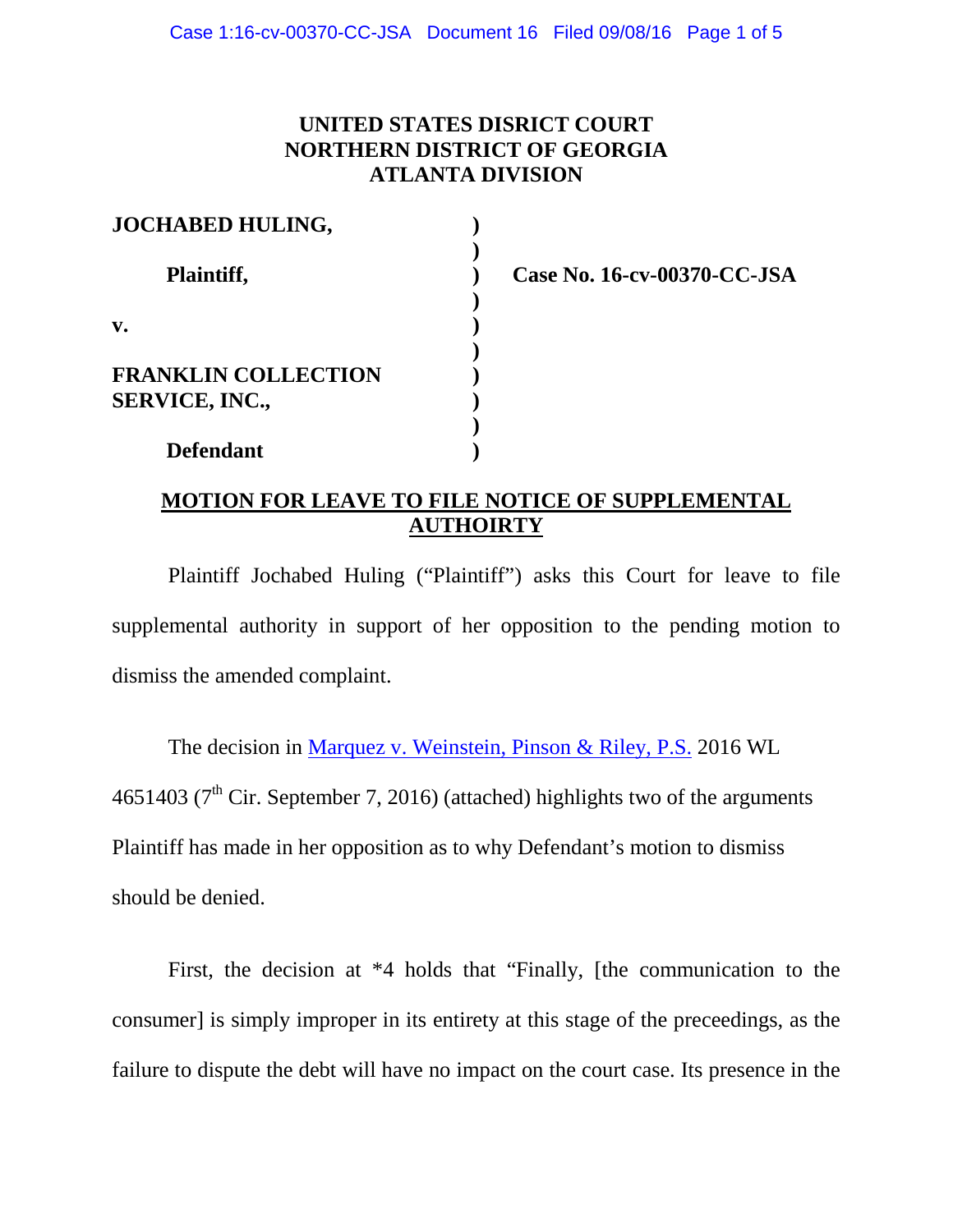**UNITED STATES DISRICT COURT**
**NORTHERN DISTRICT OF GEORGIA**
**ATLANTA DIVISION**

| | | |
|---|---|---|
| **JOCHABED HULING,** | ) | |
| | ) | |
| **Plaintiff,** | ) | **Case No. 16-cv-00370-CC-JSA** |
| | ) | |
| **v.** | ) | |
| | ) | |
| **FRANKLIN COLLECTION SERVICE, INC.,** | ) | |
| | ) | |
| **Defendant** | ) | |

**MOTION FOR LEAVE TO FILE NOTICE OF SUPPLEMENTAL AUTHOIRTY**

Plaintiff Jochabed Huling ("Plaintiff") asks this Court for leave to file supplemental authority in support of her opposition to the pending motion to dismiss the amended complaint.

The decision in Marquez v. Weinstein, Pinson & Riley, P.S. 2016 WL 4651403 (7th Cir. September 7, 2016) (attached) highlights two of the arguments Plaintiff has made in her opposition as to why Defendant's motion to dismiss should be denied.

First, the decision at *4 holds that "Finally, [the communication to the consumer] is simply improper in its entirety at this stage of the preceedings, as the failure to dispute the debt will have no impact on the court case. Its presence in the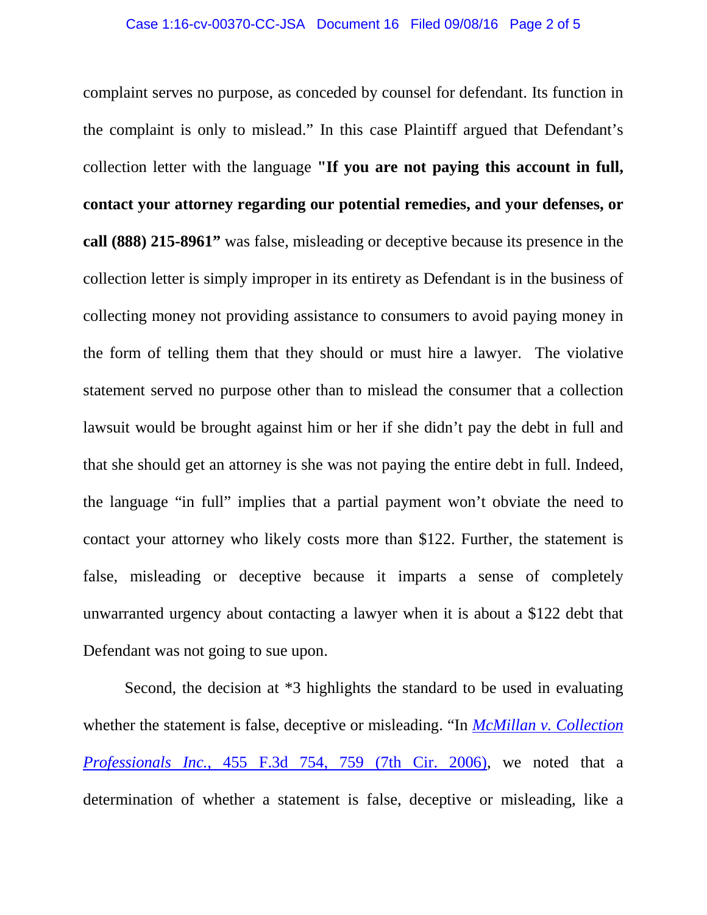complaint serves no purpose, as conceded by counsel for defendant. Its function in the complaint is only to mislead." In this case Plaintiff argued that Defendant's collection letter with the language **"If you are not paying this account in full, contact your attorney regarding our potential remedies, and your defenses, or call (888) 215-8961"** was false, misleading or deceptive because its presence in the collection letter is simply improper in its entirety as Defendant is in the business of collecting money not providing assistance to consumers to avoid paying money in the form of telling them that they should or must hire a lawyer. The violative statement served no purpose other than to mislead the consumer that a collection lawsuit would be brought against him or her if she didn't pay the debt in full and that she should get an attorney is she was not paying the entire debt in full. Indeed, the language "in full" implies that a partial payment won't obviate the need to contact your attorney who likely costs more than $122. Further, the statement is false, misleading or deceptive because it imparts a sense of completely unwarranted urgency about contacting a lawyer when it is about a $122 debt that Defendant was not going to sue upon.

Second, the decision at *3 highlights the standard to be used in evaluating whether the statement is false, deceptive or misleading. "In *McMillan v. Collection Professionals Inc.*, 455 F.3d 754, 759 (7th Cir. 2006), we noted that a determination of whether a statement is false, deceptive or misleading, like a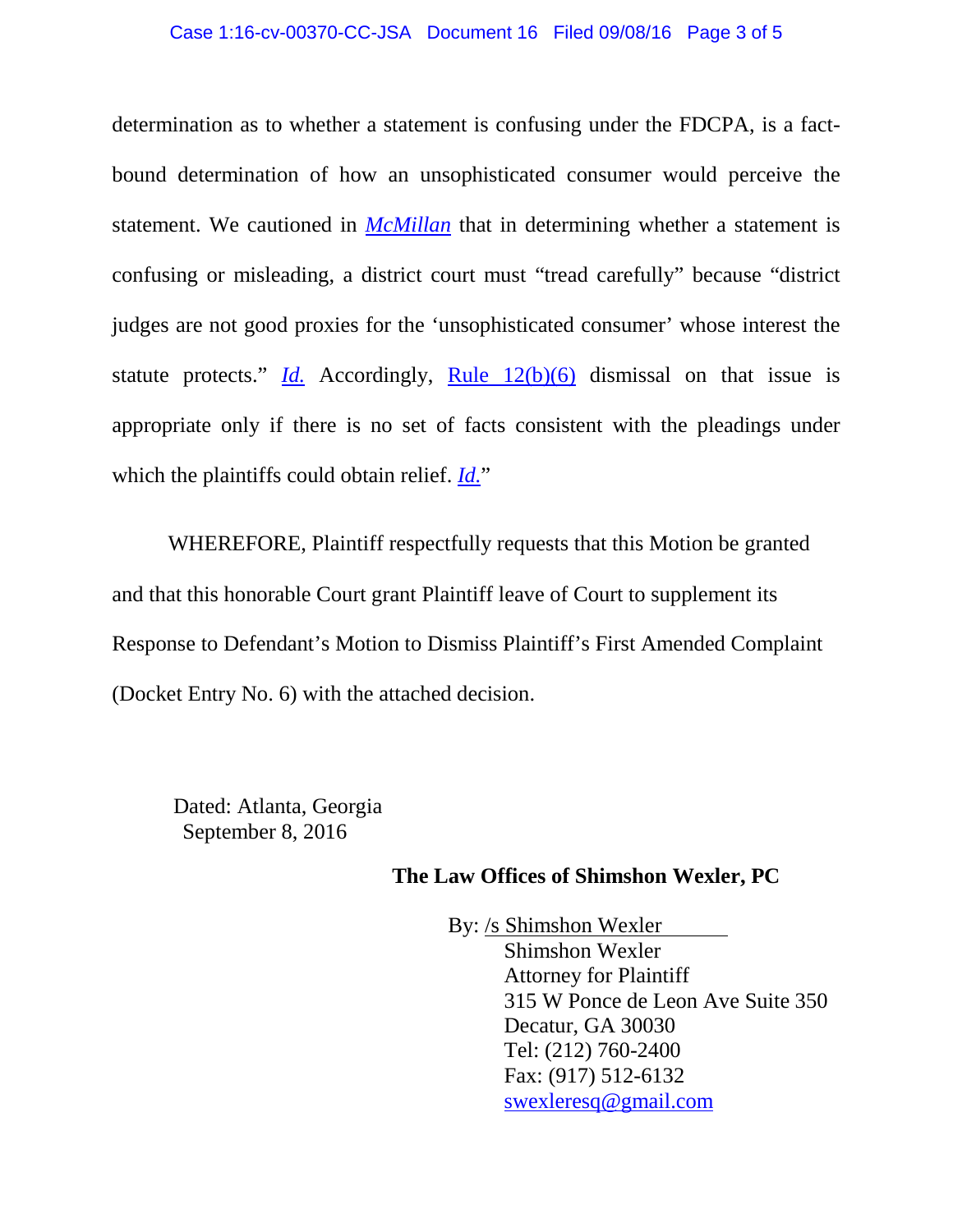determination as to whether a statement is confusing under the FDCPA, is a fact-bound determination of how an unsophisticated consumer would perceive the statement. We cautioned in *McMillan* that in determining whether a statement is confusing or misleading, a district court must "tread carefully" because "district judges are not good proxies for the 'unsophisticated consumer' whose interest the statute protects." *Id.* Accordingly, Rule 12(b)(6) dismissal on that issue is appropriate only if there is no set of facts consistent with the pleadings under which the plaintiffs could obtain relief. *Id.*"

WHEREFORE, Plaintiff respectfully requests that this Motion be granted and that this honorable Court grant Plaintiff leave of Court to supplement its Response to Defendant's Motion to Dismiss Plaintiff's First Amended Complaint (Docket Entry No. 6) with the attached decision.

Dated: Atlanta, Georgia
September 8, 2016

**The Law Offices of Shimshon Wexler, PC**

By: /s Shimshon Wexler
Shimshon Wexler
Attorney for Plaintiff
315 W Ponce de Leon Ave Suite 350
Decatur, GA 30030
Tel: (212) 760-2400
Fax: (917) 512-6132
swexleresq@gmail.com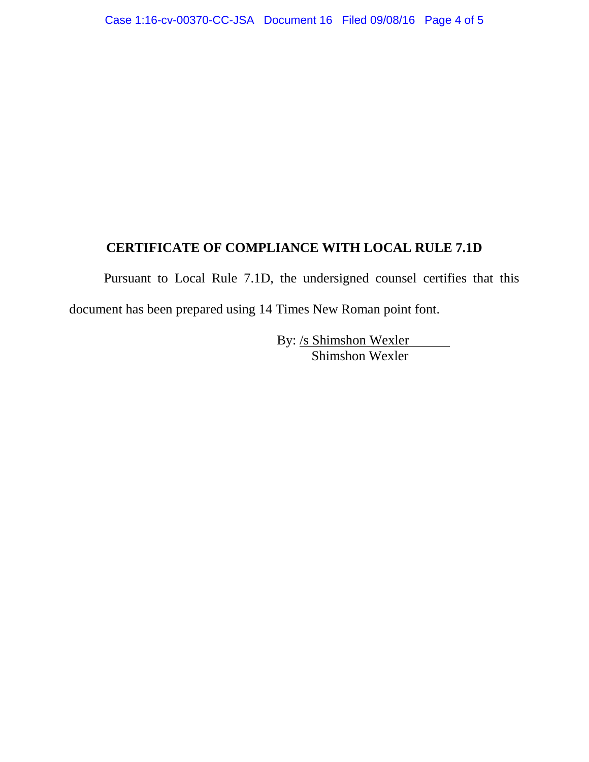## CERTIFICATE OF COMPLIANCE WITH LOCAL RULE 7.1D

Pursuant to Local Rule 7.1D, the undersigned counsel certifies that this document has been prepared using 14 Times New Roman point font.

By: /s Shimshon Wexler
Shimshon Wexler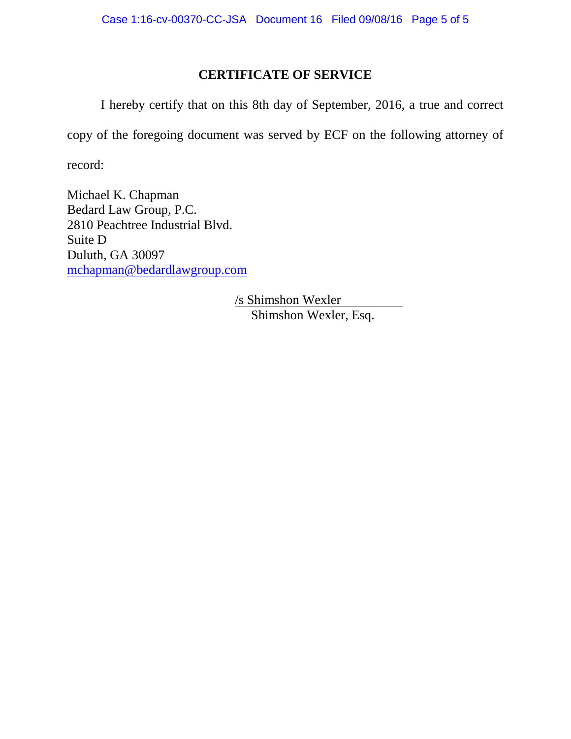## CERTIFICATE OF SERVICE

I hereby certify that on this 8th day of September, 2016, a true and correct copy of the foregoing document was served by ECF on the following attorney of record:

Michael K. Chapman
Bedard Law Group, P.C.
2810 Peachtree Industrial Blvd.
Suite D
Duluth, GA 30097
mchapman@bedardlawgroup.com

/s Shimshon Wexler
Shimshon Wexler, Esq.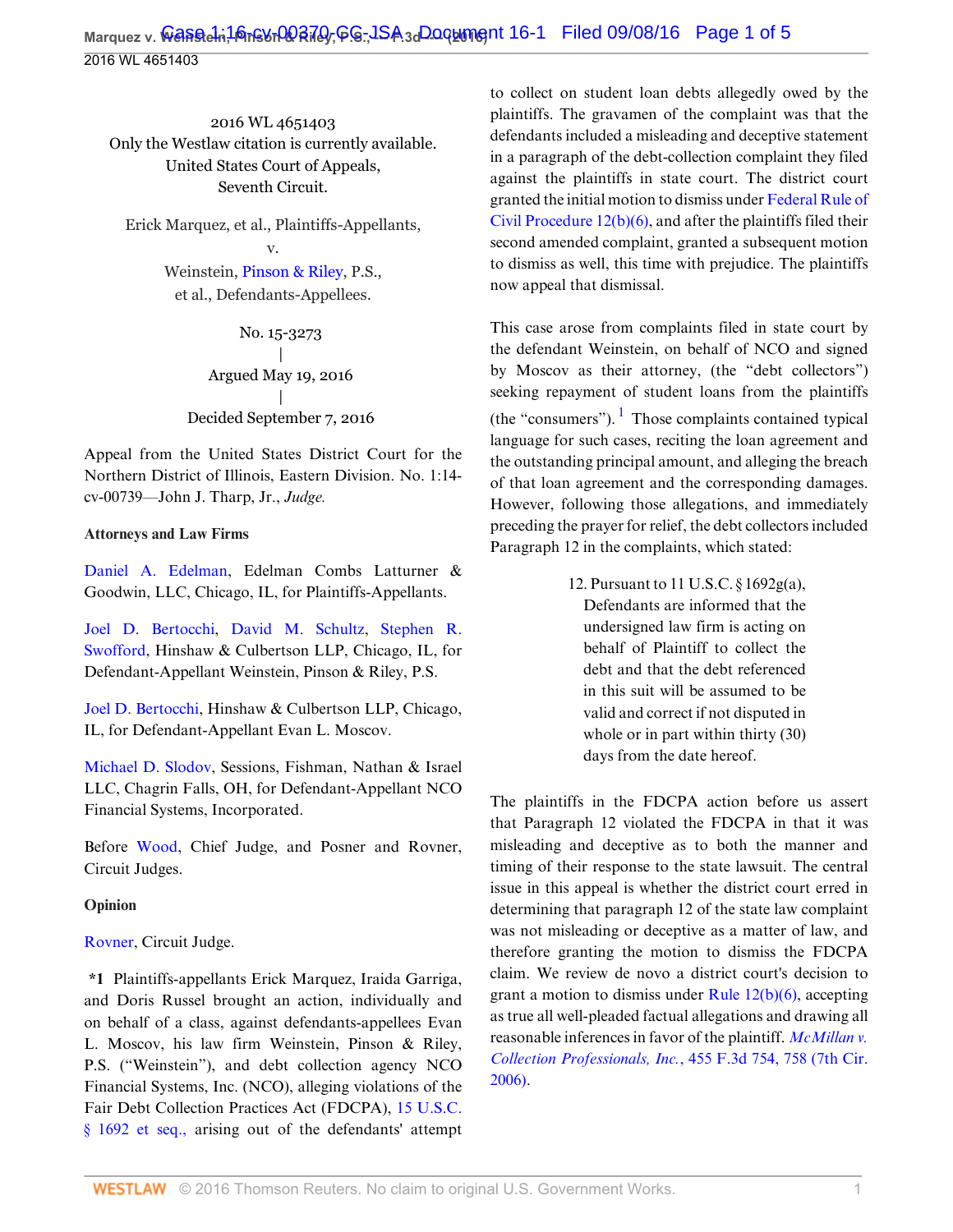2016 WL 4651403

Only the Westlaw citation is currently available.

United States Court of Appeals, Seventh Circuit.

Erick Marquez, et al., Plaintiffs-Appellants,

v.

Weinstein, Pinson & Riley, P.S., et al., Defendants-Appellees.

No. 15-3273

|

Argued May 19, 2016

|

Decided September 7, 2016

Appeal from the United States District Court for the Northern District of Illinois, Eastern Division. No. 1:14-cv-00739—John J. Tharp, Jr., *Judge.*

**Attorneys and Law Firms**

Daniel A. Edelman, Edelman Combs Latturner & Goodwin, LLC, Chicago, IL, for Plaintiffs-Appellants.

Joel D. Bertocchi, David M. Schultz, Stephen R. Swofford, Hinshaw & Culbertson LLP, Chicago, IL, for Defendant-Appellant Weinstein, Pinson & Riley, P.S.

Joel D. Bertocchi, Hinshaw & Culbertson LLP, Chicago, IL, for Defendant-Appellant Evan L. Moscov.

Michael D. Slodov, Sessions, Fishman, Nathan & Israel LLC, Chagrin Falls, OH, for Defendant-Appellant NCO Financial Systems, Incorporated.

Before Wood, Chief Judge, and Posner and Rovner, Circuit Judges.

**Opinion**

Rovner, Circuit Judge.

**\*1** Plaintiffs-appellants Erick Marquez, Iraida Garriga, and Doris Russel brought an action, individually and on behalf of a class, against defendants-appellees Evan L. Moscov, his law firm Weinstein, Pinson & Riley, P.S. ("Weinstein"), and debt collection agency NCO Financial Systems, Inc. (NCO), alleging violations of the Fair Debt Collection Practices Act (FDCPA), 15 U.S.C. § 1692 et seq., arising out of the defendants' attempt to collect on student loan debts allegedly owed by the plaintiffs. The gravamen of the complaint was that the defendants included a misleading and deceptive statement in a paragraph of the debt-collection complaint they filed against the plaintiffs in state court. The district court granted the initial motion to dismiss under Federal Rule of Civil Procedure 12(b)(6), and after the plaintiffs filed their second amended complaint, granted a subsequent motion to dismiss as well, this time with prejudice. The plaintiffs now appeal that dismissal.

This case arose from complaints filed in state court by the defendant Weinstein, on behalf of NCO and signed by Moscov as their attorney, (the "debt collectors") seeking repayment of student loans from the plaintiffs (the "consumers").[1] Those complaints contained typical language for such cases, reciting the loan agreement and the outstanding principal amount, and alleging the breach of that loan agreement and the corresponding damages. However, following those allegations, and immediately preceding the prayer for relief, the debt collectors included Paragraph 12 in the complaints, which stated:

> 12. Pursuant to 11 U.S.C. § 1692g(a), Defendants are informed that the undersigned law firm is acting on behalf of Plaintiff to collect the debt and that the debt referenced in this suit will be assumed to be valid and correct if not disputed in whole or in part within thirty (30) days from the date hereof.

The plaintiffs in the FDCPA action before us assert that Paragraph 12 violated the FDCPA in that it was misleading and deceptive as to both the manner and timing of their response to the state lawsuit. The central issue in this appeal is whether the district court erred in determining that paragraph 12 of the state law complaint was not misleading or deceptive as a matter of law, and therefore granting the motion to dismiss the FDCPA claim. We review de novo a district court's decision to grant a motion to dismiss under Rule 12(b)(6), accepting as true all well-pleaded factual allegations and drawing all reasonable inferences in favor of the plaintiff. *McMillan v. Collection Professionals, Inc.*, 455 F.3d 754, 758 (7th Cir. 2006).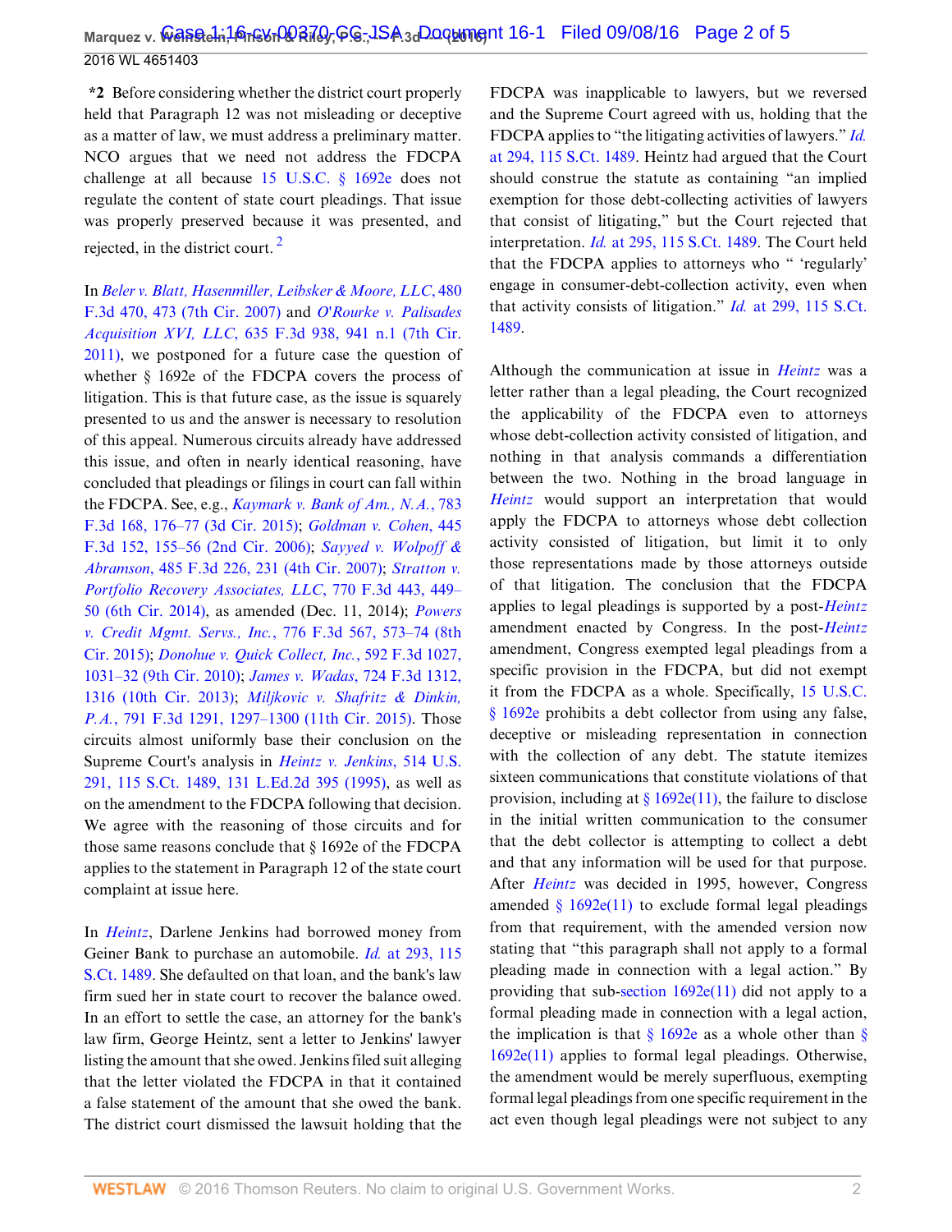*2 Before considering whether the district court properly held that Paragraph 12 was not misleading or deceptive as a matter of law, we must address a preliminary matter. NCO argues that we need not address the FDCPA challenge at all because 15 U.S.C. § 1692e does not regulate the content of state court pleadings. That issue was properly preserved because it was presented, and rejected, in the district court.[2]

In *Beler v. Blatt, Hasenmiller, Leibsker & Moore, LLC*, 480 F.3d 470, 473 (7th Cir. 2007) and *O'Rourke v. Palisades Acquisition XVI, LLC*, 635 F.3d 938, 941 n.1 (7th Cir. 2011), we postponed for a future case the question of whether § 1692e of the FDCPA covers the process of litigation. This is that future case, as the issue is squarely presented to us and the answer is necessary to resolution of this appeal. Numerous circuits already have addressed this issue, and often in nearly identical reasoning, have concluded that pleadings or filings in court can fall within the FDCPA. See, e.g., *Kaymark v. Bank of Am., N.A.*, 783 F.3d 168, 176–77 (3d Cir. 2015); *Goldman v. Cohen*, 445 F.3d 152, 155–56 (2nd Cir. 2006); *Sayyed v. Wolpoff & Abramson*, 485 F.3d 226, 231 (4th Cir. 2007); *Stratton v. Portfolio Recovery Associates, LLC*, 770 F.3d 443, 449–50 (6th Cir. 2014), as amended (Dec. 11, 2014); *Powers v. Credit Mgmt. Servs., Inc.*, 776 F.3d 567, 573–74 (8th Cir. 2015); *Donohue v. Quick Collect, Inc.*, 592 F.3d 1027, 1031–32 (9th Cir. 2010); *James v. Wadas*, 724 F.3d 1312, 1316 (10th Cir. 2013); *Miljkovic v. Shafritz & Dinkin, P.A.*, 791 F.3d 1291, 1297–1300 (11th Cir. 2015). Those circuits almost uniformly base their conclusion on the Supreme Court's analysis in *Heintz v. Jenkins*, 514 U.S. 291, 115 S.Ct. 1489, 131 L.Ed.2d 395 (1995), as well as on the amendment to the FDCPA following that decision. We agree with the reasoning of those circuits and for those same reasons conclude that § 1692e of the FDCPA applies to the statement in Paragraph 12 of the state court complaint at issue here.

In *Heintz*, Darlene Jenkins had borrowed money from Geiner Bank to purchase an automobile. *Id.* at 293, 115 S.Ct. 1489. She defaulted on that loan, and the bank's law firm sued her in state court to recover the balance owed. In an effort to settle the case, an attorney for the bank's law firm, George Heintz, sent a letter to Jenkins' lawyer listing the amount that she owed. Jenkins filed suit alleging that the letter violated the FDCPA in that it contained a false statement of the amount that she owed the bank. The district court dismissed the lawsuit holding that the FDCPA was inapplicable to lawyers, but we reversed and the Supreme Court agreed with us, holding that the FDCPA applies to "the litigating activities of lawyers." *Id.* at 294, 115 S.Ct. 1489. Heintz had argued that the Court should construe the statute as containing "an implied exemption for those debt-collecting activities of lawyers that consist of litigating," but the Court rejected that interpretation. *Id.* at 295, 115 S.Ct. 1489. The Court held that the FDCPA applies to attorneys who " 'regularly' engage in consumer-debt-collection activity, even when that activity consists of litigation." *Id.* at 299, 115 S.Ct. 1489.

Although the communication at issue in *Heintz* was a letter rather than a legal pleading, the Court recognized the applicability of the FDCPA even to attorneys whose debt-collection activity consisted of litigation, and nothing in that analysis commands a differentiation between the two. Nothing in the broad language in *Heintz* would support an interpretation that would apply the FDCPA to attorneys whose debt collection activity consisted of litigation, but limit it to only those representations made by those attorneys outside of that litigation. The conclusion that the FDCPA applies to legal pleadings is supported by a post-*Heintz* amendment enacted by Congress. In the post-*Heintz* amendment, Congress exempted legal pleadings from a specific provision in the FDCPA, but did not exempt it from the FDCPA as a whole. Specifically, 15 U.S.C. § 1692e prohibits a debt collector from using any false, deceptive or misleading representation in connection with the collection of any debt. The statute itemizes sixteen communications that constitute violations of that provision, including at § 1692e(11), the failure to disclose in the initial written communication to the consumer that the debt collector is attempting to collect a debt and that any information will be used for that purpose. After *Heintz* was decided in 1995, however, Congress amended § 1692e(11) to exclude formal legal pleadings from that requirement, with the amended version now stating that "this paragraph shall not apply to a formal pleading made in connection with a legal action." By providing that sub-section 1692e(11) did not apply to a formal pleading made in connection with a legal action, the implication is that § 1692e as a whole other than § 1692e(11) applies to formal legal pleadings. Otherwise, the amendment would be merely superfluous, exempting formal legal pleadings from one specific requirement in the act even though legal pleadings were not subject to any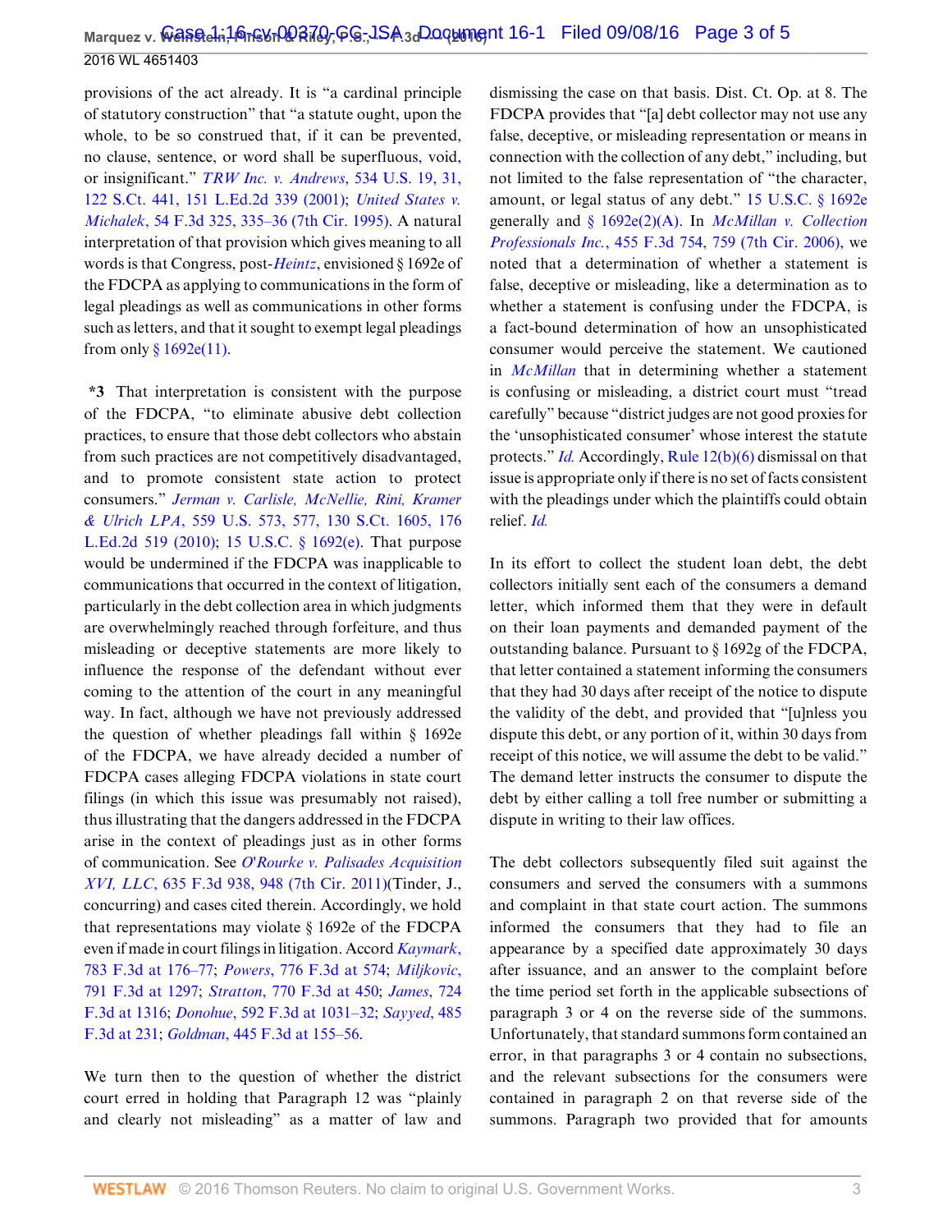provisions of the act already. It is "a cardinal principle of statutory construction" that "a statute ought, upon the whole, to be so construed that, if it can be prevented, no clause, sentence, or word shall be superfluous, void, or insignificant." *TRW Inc. v. Andrews*, 534 U.S. 19, 31, 122 S.Ct. 441, 151 L.Ed.2d 339 (2001); *United States v. Michalek*, 54 F.3d 325, 335–36 (7th Cir. 1995). A natural interpretation of that provision which gives meaning to all words is that Congress, post-*Heintz*, envisioned § 1692e of the FDCPA as applying to communications in the form of legal pleadings as well as communications in other forms such as letters, and that it sought to exempt legal pleadings from only § 1692e(11).

**\*3** That interpretation is consistent with the purpose of the FDCPA, "to eliminate abusive debt collection practices, to ensure that those debt collectors who abstain from such practices are not competitively disadvantaged, and to promote consistent state action to protect consumers." *Jerman v. Carlisle, McNellie, Rini, Kramer & Ulrich LPA*, 559 U.S. 573, 577, 130 S.Ct. 1605, 176 L.Ed.2d 519 (2010); 15 U.S.C. § 1692(e). That purpose would be undermined if the FDCPA was inapplicable to communications that occurred in the context of litigation, particularly in the debt collection area in which judgments are overwhelmingly reached through forfeiture, and thus misleading or deceptive statements are more likely to influence the response of the defendant without ever coming to the attention of the court in any meaningful way. In fact, although we have not previously addressed the question of whether pleadings fall within § 1692e of the FDCPA, we have already decided a number of FDCPA cases alleging FDCPA violations in state court filings (in which this issue was presumably not raised), thus illustrating that the dangers addressed in the FDCPA arise in the context of pleadings just as in other forms of communication. See *O'Rourke v. Palisades Acquisition XVI, LLC*, 635 F.3d 938, 948 (7th Cir. 2011)(Tinder, J., concurring) and cases cited therein. Accordingly, we hold that representations may violate § 1692e of the FDCPA even if made in court filings in litigation. Accord *Kaymark*, 783 F.3d at 176–77; *Powers*, 776 F.3d at 574; *Miljkovic*, 791 F.3d at 1297; *Stratton*, 770 F.3d at 450; *James*, 724 F.3d at 1316; *Donohue*, 592 F.3d at 1031–32; *Sayyed*, 485 F.3d at 231; *Goldman*, 445 F.3d at 155–56.

We turn then to the question of whether the district court erred in holding that Paragraph 12 was "plainly and clearly not misleading" as a matter of law and dismissing the case on that basis. Dist. Ct. Op. at 8. The FDCPA provides that "[a] debt collector may not use any false, deceptive, or misleading representation or means in connection with the collection of any debt," including, but not limited to the false representation of "the character, amount, or legal status of any debt." 15 U.S.C. § 1692e generally and § 1692e(2)(A). In *McMillan v. Collection Professionals Inc.*, 455 F.3d 754, 759 (7th Cir. 2006), we noted that a determination of whether a statement is false, deceptive or misleading, like a determination as to whether a statement is confusing under the FDCPA, is a fact-bound determination of how an unsophisticated consumer would perceive the statement. We cautioned in *McMillan* that in determining whether a statement is confusing or misleading, a district court must "tread carefully" because "district judges are not good proxies for the 'unsophisticated consumer' whose interest the statute protects." *Id.* Accordingly, Rule 12(b)(6) dismissal on that issue is appropriate only if there is no set of facts consistent with the pleadings under which the plaintiffs could obtain relief. *Id.*

In its effort to collect the student loan debt, the debt collectors initially sent each of the consumers a demand letter, which informed them that they were in default on their loan payments and demanded payment of the outstanding balance. Pursuant to § 1692g of the FDCPA, that letter contained a statement informing the consumers that they had 30 days after receipt of the notice to dispute the validity of the debt, and provided that "[u]nless you dispute this debt, or any portion of it, within 30 days from receipt of this notice, we will assume the debt to be valid." The demand letter instructs the consumer to dispute the debt by either calling a toll free number or submitting a dispute in writing to their law offices.

The debt collectors subsequently filed suit against the consumers and served the consumers with a summons and complaint in that state court action. The summons informed the consumers that they had to file an appearance by a specified date approximately 30 days after issuance, and an answer to the complaint before the time period set forth in the applicable subsections of paragraph 3 or 4 on the reverse side of the summons. Unfortunately, that standard summons form contained an error, in that paragraphs 3 or 4 contain no subsections, and the relevant subsections for the consumers were contained in paragraph 2 on that reverse side of the summons. Paragraph two provided that for amounts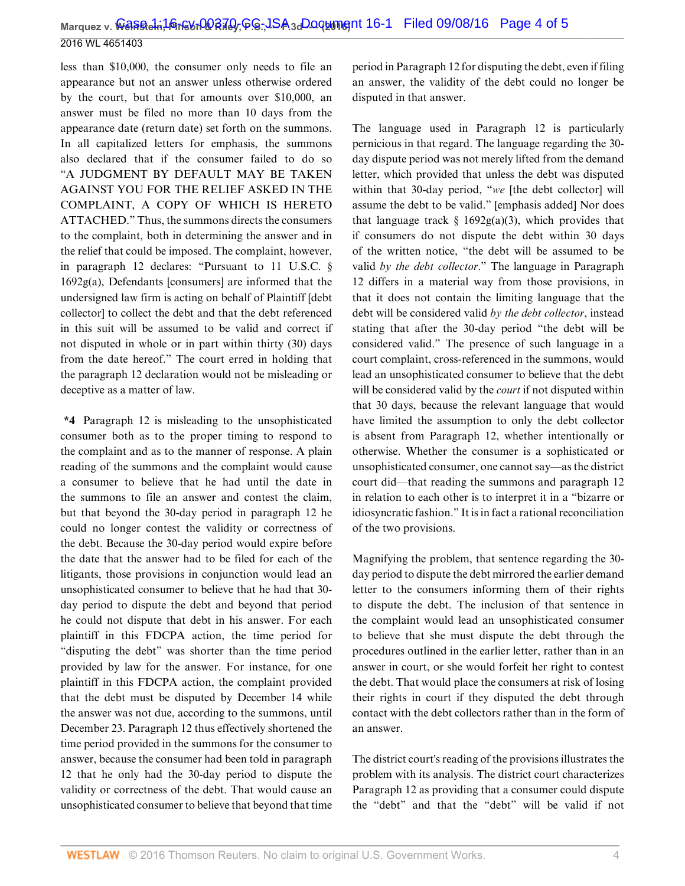less than $10,000, the consumer only needs to file an appearance but not an answer unless otherwise ordered by the court, but that for amounts over $10,000, an answer must be filed no more than 10 days from the appearance date (return date) set forth on the summons. In all capitalized letters for emphasis, the summons also declared that if the consumer failed to do so "A JUDGMENT BY DEFAULT MAY BE TAKEN AGAINST YOU FOR THE RELIEF ASKED IN THE COMPLAINT, A COPY OF WHICH IS HERETO ATTACHED." Thus, the summons directs the consumers to the complaint, both in determining the answer and in the relief that could be imposed. The complaint, however, in paragraph 12 declares: "Pursuant to 11 U.S.C. § 1692g(a), Defendants [consumers] are informed that the undersigned law firm is acting on behalf of Plaintiff [debt collector] to collect the debt and that the debt referenced in this suit will be assumed to be valid and correct if not disputed in whole or in part within thirty (30) days from the date hereof." The court erred in holding that the paragraph 12 declaration would not be misleading or deceptive as a matter of law.

**\*4** Paragraph 12 is misleading to the unsophisticated consumer both as to the proper timing to respond to the complaint and as to the manner of response. A plain reading of the summons and the complaint would cause a consumer to believe that he had until the date in the summons to file an answer and contest the claim, but that beyond the 30-day period in paragraph 12 he could no longer contest the validity or correctness of the debt. Because the 30-day period would expire before the date that the answer had to be filed for each of the litigants, those provisions in conjunction would lead an unsophisticated consumer to believe that he had that 30-day period to dispute the debt and beyond that period he could not dispute that debt in his answer. For each plaintiff in this FDCPA action, the time period for "disputing the debt" was shorter than the time period provided by law for the answer. For instance, for one plaintiff in this FDCPA action, the complaint provided that the debt must be disputed by December 14 while the answer was not due, according to the summons, until December 23. Paragraph 12 thus effectively shortened the time period provided in the summons for the consumer to answer, because the consumer had been told in paragraph 12 that he only had the 30-day period to dispute the validity or correctness of the debt. That would cause an unsophisticated consumer to believe that beyond that time period in Paragraph 12 for disputing the debt, even if filing an answer, the validity of the debt could no longer be disputed in that answer.

The language used in Paragraph 12 is particularly pernicious in that regard. The language regarding the 30-day dispute period was not merely lifted from the demand letter, which provided that unless the debt was disputed within that 30-day period, "*we* [the debt collector] will assume the debt to be valid." [emphasis added] Nor does that language track § 1692g(a)(3), which provides that if consumers do not dispute the debt within 30 days of the written notice, "the debt will be assumed to be valid *by the debt collector*." The language in Paragraph 12 differs in a material way from those provisions, in that it does not contain the limiting language that the debt will be considered valid *by the debt collector*, instead stating that after the 30-day period "the debt will be considered valid." The presence of such language in a court complaint, cross-referenced in the summons, would lead an unsophisticated consumer to believe that the debt will be considered valid by the *court* if not disputed within that 30 days, because the relevant language that would have limited the assumption to only the debt collector is absent from Paragraph 12, whether intentionally or otherwise. Whether the consumer is a sophisticated or unsophisticated consumer, one cannot say—as the district court did—that reading the summons and paragraph 12 in relation to each other is to interpret it in a "bizarre or idiosyncratic fashion." It is in fact a rational reconciliation of the two provisions.

Magnifying the problem, that sentence regarding the 30-day period to dispute the debt mirrored the earlier demand letter to the consumers informing them of their rights to dispute the debt. The inclusion of that sentence in the complaint would lead an unsophisticated consumer to believe that she must dispute the debt through the procedures outlined in the earlier letter, rather than in an answer in court, or she would forfeit her right to contest the debt. That would place the consumers at risk of losing their rights in court if they disputed the debt through contact with the debt collectors rather than in the form of an answer.

The district court's reading of the provisions illustrates the problem with its analysis. The district court characterizes Paragraph 12 as providing that a consumer could dispute the "debt" and that the "debt" will be valid if not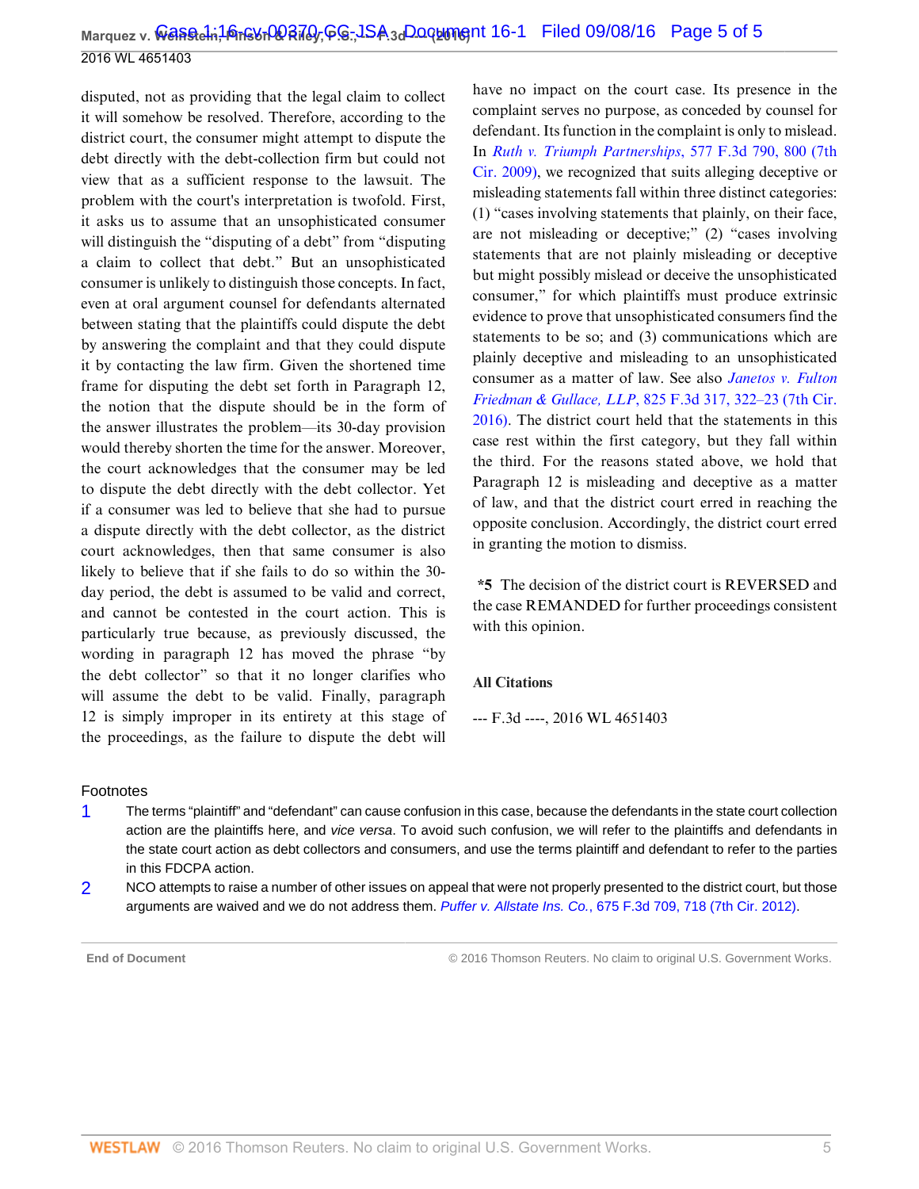disputed, not as providing that the legal claim to collect it will somehow be resolved. Therefore, according to the district court, the consumer might attempt to dispute the debt directly with the debt-collection firm but could not view that as a sufficient response to the lawsuit. The problem with the court's interpretation is twofold. First, it asks us to assume that an unsophisticated consumer will distinguish the "disputing of a debt" from "disputing a claim to collect that debt." But an unsophisticated consumer is unlikely to distinguish those concepts. In fact, even at oral argument counsel for defendants alternated between stating that the plaintiffs could dispute the debt by answering the complaint and that they could dispute it by contacting the law firm. Given the shortened time frame for disputing the debt set forth in Paragraph 12, the notion that the dispute should be in the form of the answer illustrates the problem—its 30-day provision would thereby shorten the time for the answer. Moreover, the court acknowledges that the consumer may be led to dispute the debt directly with the debt collector. Yet if a consumer was led to believe that she had to pursue a dispute directly with the debt collector, as the district court acknowledges, then that same consumer is also likely to believe that if she fails to do so within the 30-day period, the debt is assumed to be valid and correct, and cannot be contested in the court action. This is particularly true because, as previously discussed, the wording in paragraph 12 has moved the phrase "by the debt collector" so that it no longer clarifies who will assume the debt to be valid. Finally, paragraph 12 is simply improper in its entirety at this stage of the proceedings, as the failure to dispute the debt will have no impact on the court case. Its presence in the complaint serves no purpose, as conceded by counsel for defendant. Its function in the complaint is only to mislead. In *Ruth v. Triumph Partnerships*, 577 F.3d 790, 800 (7th Cir. 2009), we recognized that suits alleging deceptive or misleading statements fall within three distinct categories: (1) "cases involving statements that plainly, on their face, are not misleading or deceptive;" (2) "cases involving statements that are not plainly misleading or deceptive but might possibly mislead or deceive the unsophisticated consumer," for which plaintiffs must produce extrinsic evidence to prove that unsophisticated consumers find the statements to be so; and (3) communications which are plainly deceptive and misleading to an unsophisticated consumer as a matter of law. See also *Janetos v. Fulton Friedman & Gullace, LLP*, 825 F.3d 317, 322–23 (7th Cir. 2016). The district court held that the statements in this case rest within the first category, but they fall within the third. For the reasons stated above, we hold that Paragraph 12 is misleading and deceptive as a matter of law, and that the district court erred in reaching the opposite conclusion. Accordingly, the district court erred in granting the motion to dismiss.

**\*5** The decision of the district court is REVERSED and the case REMANDED for further proceedings consistent with this opinion.

**All Citations**

--- F.3d ----, 2016 WL 4651403

## Footnotes

1 The terms "plaintiff" and "defendant" can cause confusion in this case, because the defendants in the state court collection action are the plaintiffs here, and *vice versa*. To avoid such confusion, we will refer to the plaintiffs and defendants in the state court action as debt collectors and consumers, and use the terms plaintiff and defendant to refer to the parties in this FDCPA action.

2 NCO attempts to raise a number of other issues on appeal that were not properly presented to the district court, but those arguments are waived and we do not address them. *Puffer v. Allstate Ins. Co.*, 675 F.3d 709, 718 (7th Cir. 2012).

**End of Document** © 2016 Thomson Reuters. No claim to original U.S. Government Works.